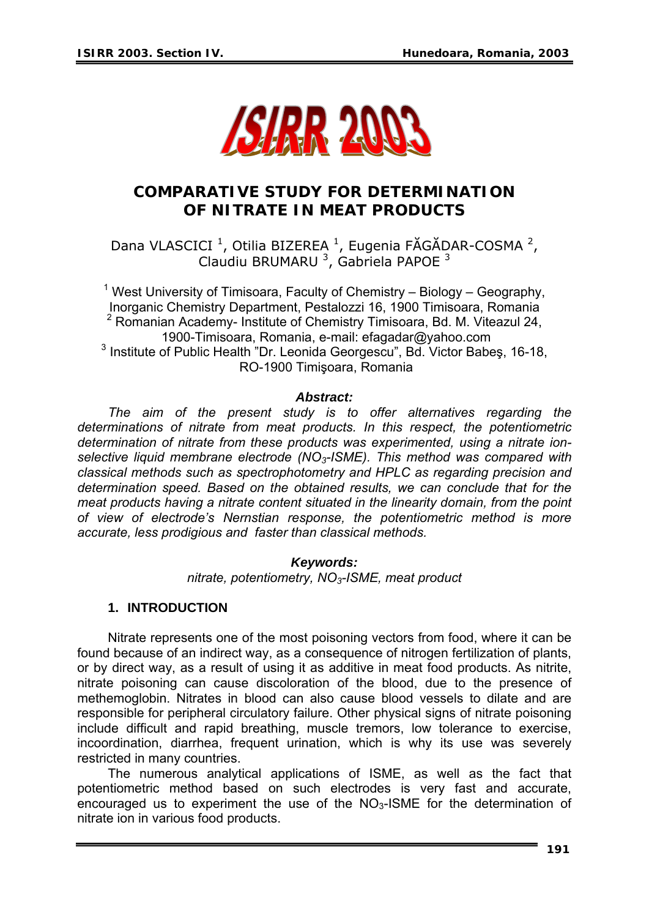# COMPARATIVE STUDY FOR DETERMINATION OF NITRATE IN MEAT PRODUCTS

Dana VLASCICI [1], Otilia BIZEREA [1], Eugenia FĂGĂDAR-COSMA [2], Claudiu BRUMARU [3], Gabriela PAPOE [3]

[1] West University of Timisoara, Faculty of Chemistry – Biology – Geography, Inorganic Chemistry Department, Pestalozzi 16, 1900 Timisoara, Romania
[2] Romanian Academy- Institute of Chemistry Timisoara, Bd. M. Viteazul 24, 1900-Timisoara, Romania, e-mail: efagadar@yahoo.com
[3] Institute of Public Health "Dr. Leonida Georgescu", Bd. Victor Babeş, 16-18, RO-1900 Timişoara, Romania

***Abstract:***

*The aim of the present study is to offer alternatives regarding the determinations of nitrate from meat products. In this respect, the potentiometric determination of nitrate from these products was experimented, using a nitrate ion-selective liquid membrane electrode ($NO_3$-ISME). This method was compared with classical methods such as spectrophotometry and HPLC as regarding precision and determination speed. Based on the obtained results, we can conclude that for the meat products having a nitrate content situated in the linearity domain, from the point of view of electrode's Nernstian response, the potentiometric method is more accurate, less prodigious and faster than classical methods.*

***Keywords:***

*nitrate, potentiometry, $NO_3$-ISME, meat product*

## 1. INTRODUCTION

Nitrate represents one of the most poisoning vectors from food, where it can be found because of an indirect way, as a consequence of nitrogen fertilization of plants, or by direct way, as a result of using it as additive in meat food products. As nitrite, nitrate poisoning can cause discoloration of the blood, due to the presence of methemoglobin. Nitrates in blood can also cause blood vessels to dilate and are responsible for peripheral circulatory failure. Other physical signs of nitrate poisoning include difficult and rapid breathing, muscle tremors, low tolerance to exercise, incoordination, diarrhea, frequent urination, which is why its use was severely restricted in many countries.

The numerous analytical applications of ISME, as well as the fact that potentiometric method based on such electrodes is very fast and accurate, encouraged us to experiment the use of the $NO_3$-ISME for the determination of nitrate ion in various food products.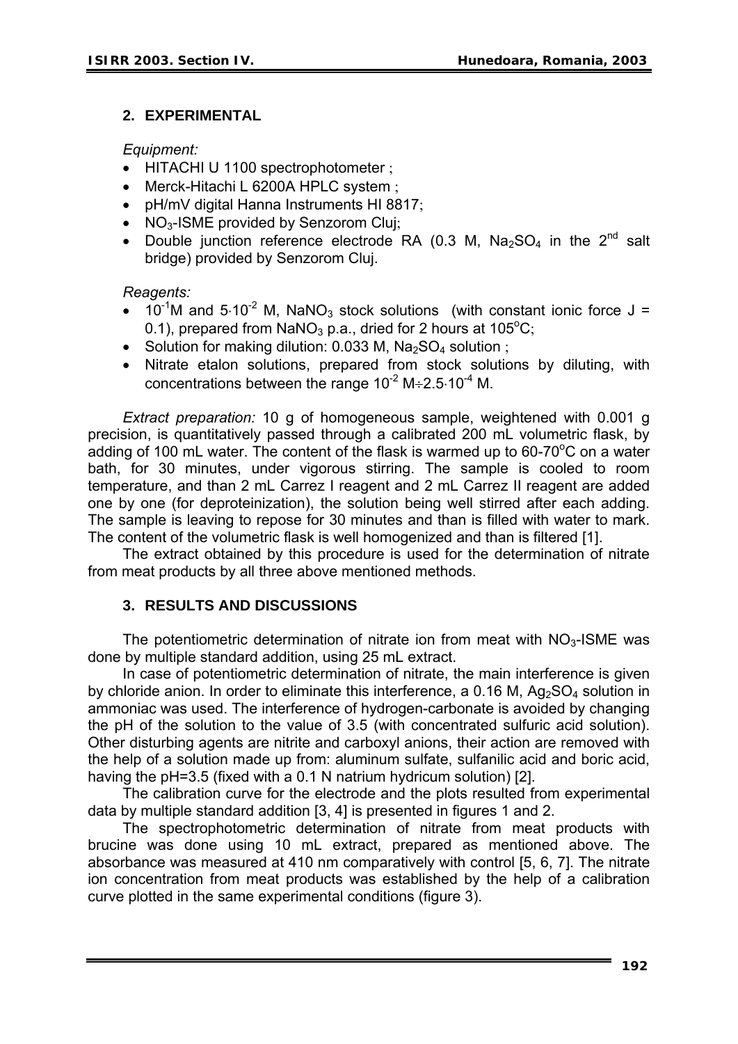## 2. EXPERIMENTAL

*Equipment:*

- HITACHI U 1100 spectrophotometer ;
- Merck-Hitachi L 6200A HPLC system ;
- pH/mV digital Hanna Instruments HI 8817;
- $NO_3$-ISME provided by Senzorom Cluj;
- Double junction reference electrode RA (0.3 M, $Na_2SO_4$ in the 2[nd] salt bridge) provided by Senzorom Cluj.

*Reagents:*

- $10^{-1}$M and $5{\cdot}10^{-2}$ M, $NaNO_3$ stock solutions (with constant ionic force J = 0.1), prepared from $NaNO_3$ p.a., dried for 2 hours at 105°C;
- Solution for making dilution: 0.033 M, $Na_2SO_4$ solution ;
- Nitrate etalon solutions, prepared from stock solutions by diluting, with concentrations between the range $10^{-2}$ M÷$2.5{\cdot}10^{-4}$ M.

*Extract preparation:* 10 g of homogeneous sample, weightened with 0.001 g precision, is quantitatively passed through a calibrated 200 mL volumetric flask, by adding of 100 mL water. The content of the flask is warmed up to 60-70°C on a water bath, for 30 minutes, under vigorous stirring. The sample is cooled to room temperature, and than 2 mL Carrez I reagent and 2 mL Carrez II reagent are added one by one (for deproteinization), the solution being well stirred after each adding. The sample is leaving to repose for 30 minutes and than is filled with water to mark. The content of the volumetric flask is well homogenized and than is filtered [1].

The extract obtained by this procedure is used for the determination of nitrate from meat products by all three above mentioned methods.

## 3. RESULTS AND DISCUSSIONS

The potentiometric determination of nitrate ion from meat with $NO_3$-ISME was done by multiple standard addition, using 25 mL extract.

In case of potentiometric determination of nitrate, the main interference is given by chloride anion. In order to eliminate this interference, a 0.16 M, $Ag_2SO_4$ solution in ammoniac was used. The interference of hydrogen-carbonate is avoided by changing the pH of the solution to the value of 3.5 (with concentrated sulfuric acid solution). Other disturbing agents are nitrite and carboxyl anions, their action are removed with the help of a solution made up from: aluminum sulfate, sulfanilic acid and boric acid, having the pH=3.5 (fixed with a 0.1 N natrium hydricum solution) [2].

The calibration curve for the electrode and the plots resulted from experimental data by multiple standard addition [3, 4] is presented in figures 1 and 2.

The spectrophotometric determination of nitrate from meat products with brucine was done using 10 mL extract, prepared as mentioned above. The absorbance was measured at 410 nm comparatively with control [5, 6, 7]. The nitrate ion concentration from meat products was established by the help of a calibration curve plotted in the same experimental conditions (figure 3).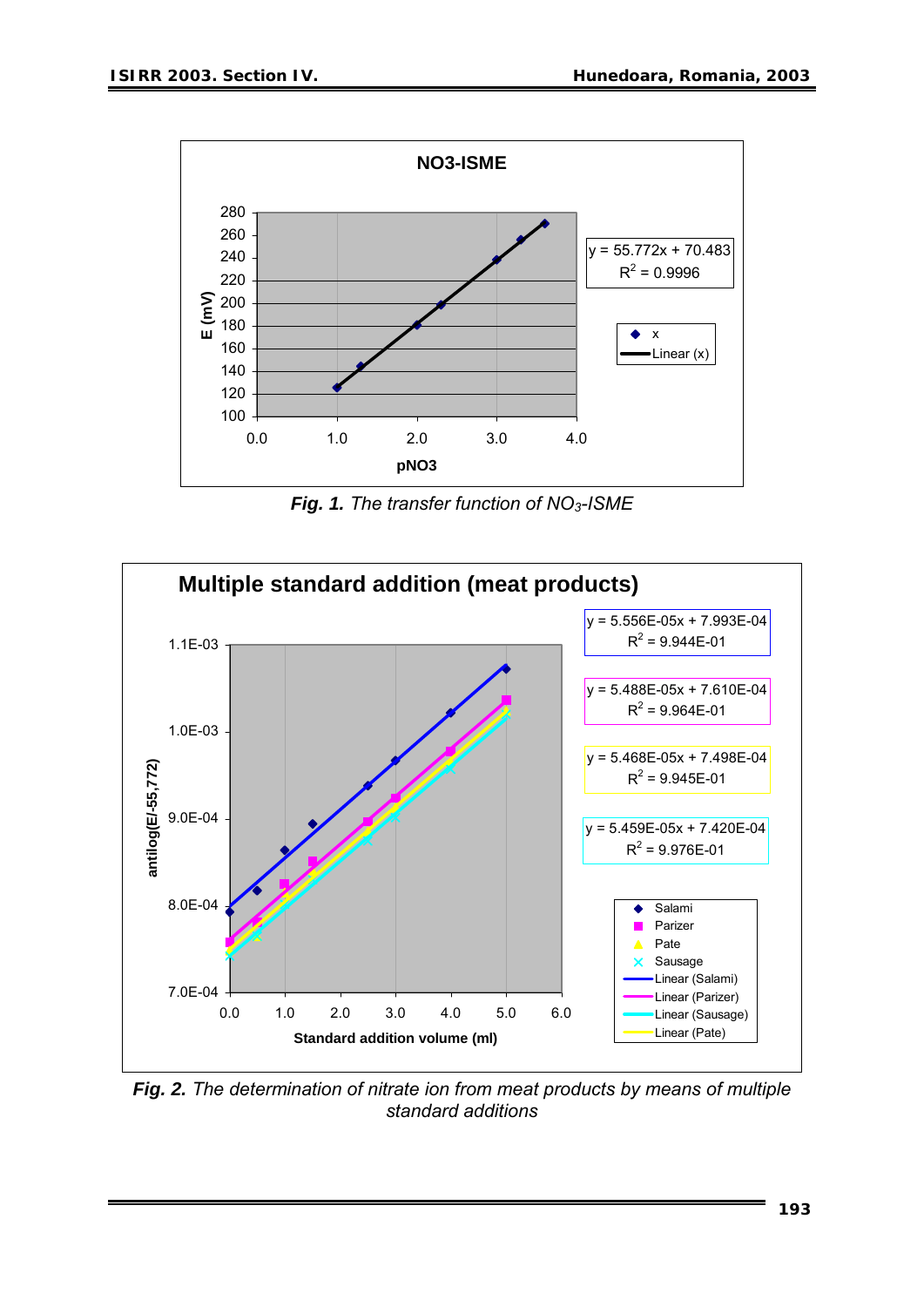**Fig. 1.** *The transfer function of $NO_3$-ISME*

**Fig. 2.** *The determination of nitrate ion from meat products by means of multiple standard additions*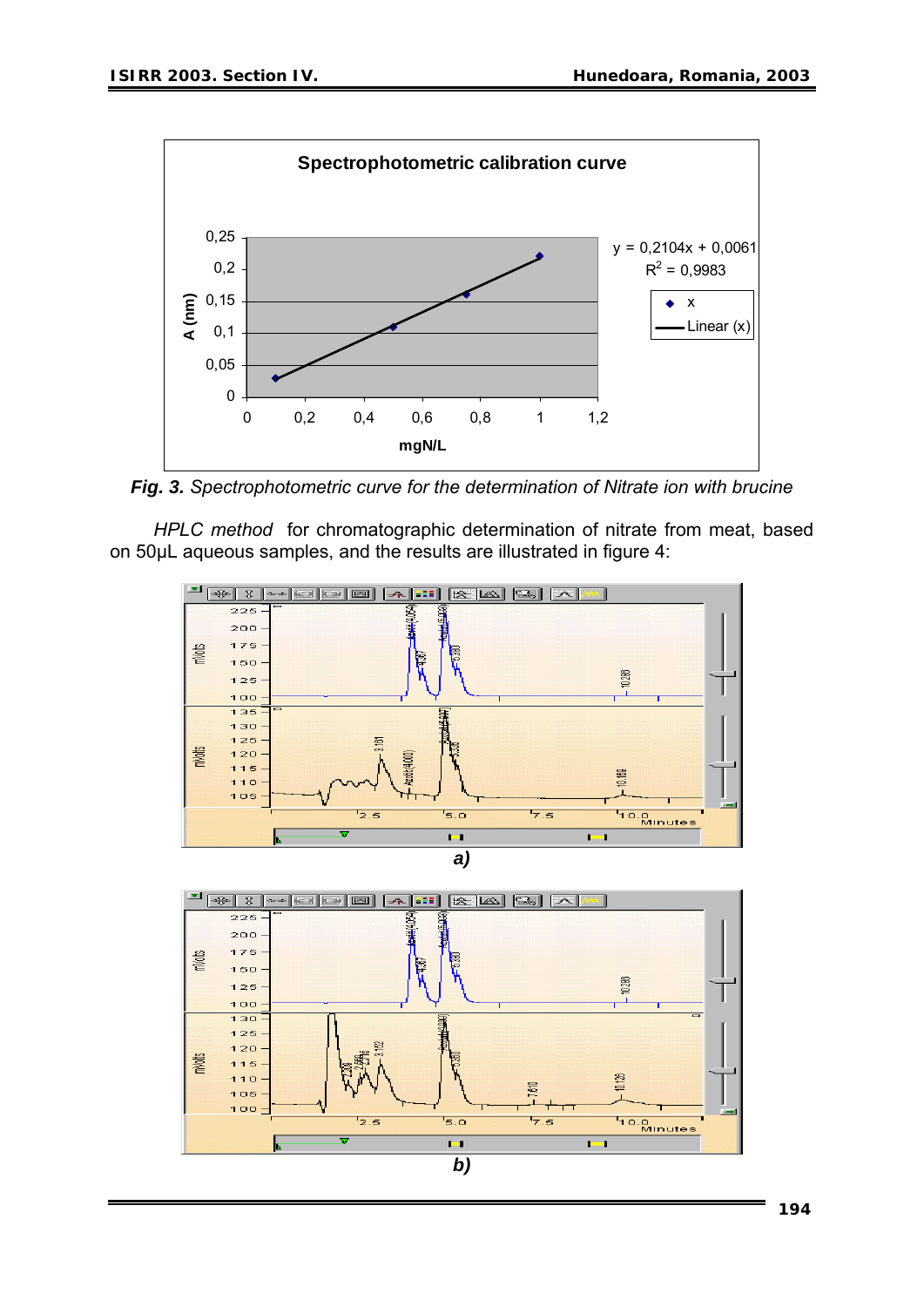*Fig. 3. Spectrophotometric curve for the determination of Nitrate ion with brucine*

*HPLC method* for chromatographic determination of nitrate from meat, based on 50µL aqueous samples, and the results are illustrated in figure 4:

*a)*

*b)*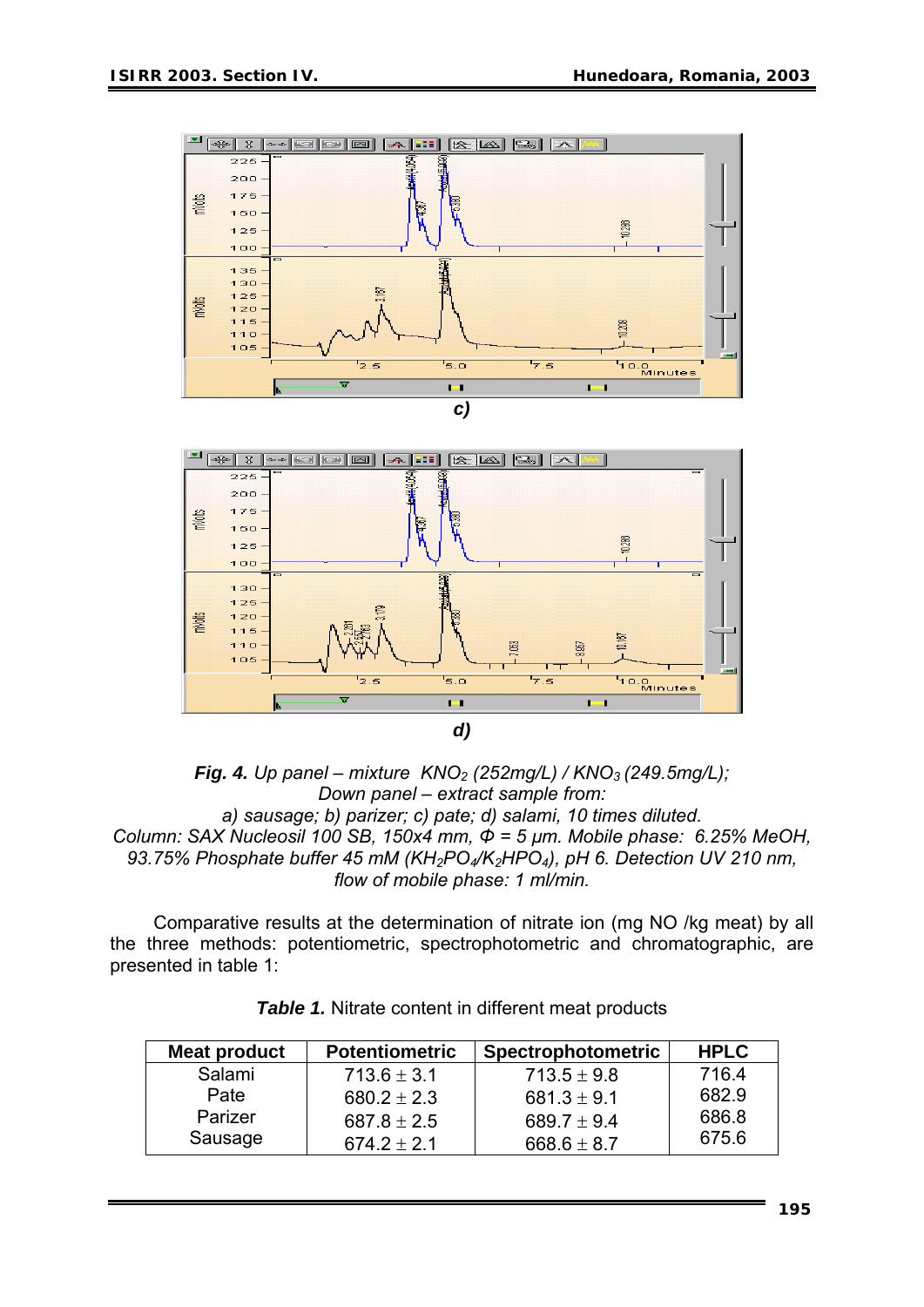c)

d)

***Fig. 4.*** *Up panel – mixture $KNO_2$ (252mg/L) / $KNO_3$ (249.5mg/L);*
*Down panel – extract sample from:*
*a) sausage; b) parizer; c) pate; d) salami, 10 times diluted.*
*Column: SAX Nucleosil 100 SB, 150x4 mm, Φ = 5 μm. Mobile phase: 6.25% MeOH, 93.75% Phosphate buffer 45 mM ($KH_2PO_4$/$K_2HPO_4$), pH 6. Detection UV 210 nm, flow of mobile phase: 1 ml/min.*

Comparative results at the determination of nitrate ion (mg NO /kg meat) by all the three methods: potentiometric, spectrophotometric and chromatographic, are presented in table 1:

***Table 1.*** Nitrate content in different meat products

| Meat product | Potentiometric | Spectrophotometric | HPLC |
|---|---|---|---|
| Salami | $713.6 \pm 3.1$ | $713.5 \pm 9.8$ | 716.4 |
| Pate | $680.2 \pm 2.3$ | $681.3 \pm 9.1$ | 682.9 |
| Parizer | $687.8 \pm 2.5$ | $689.7 \pm 9.4$ | 686.8 |
| Sausage | $674.2 \pm 2.1$ | $668.6 \pm 8.7$ | 675.6 |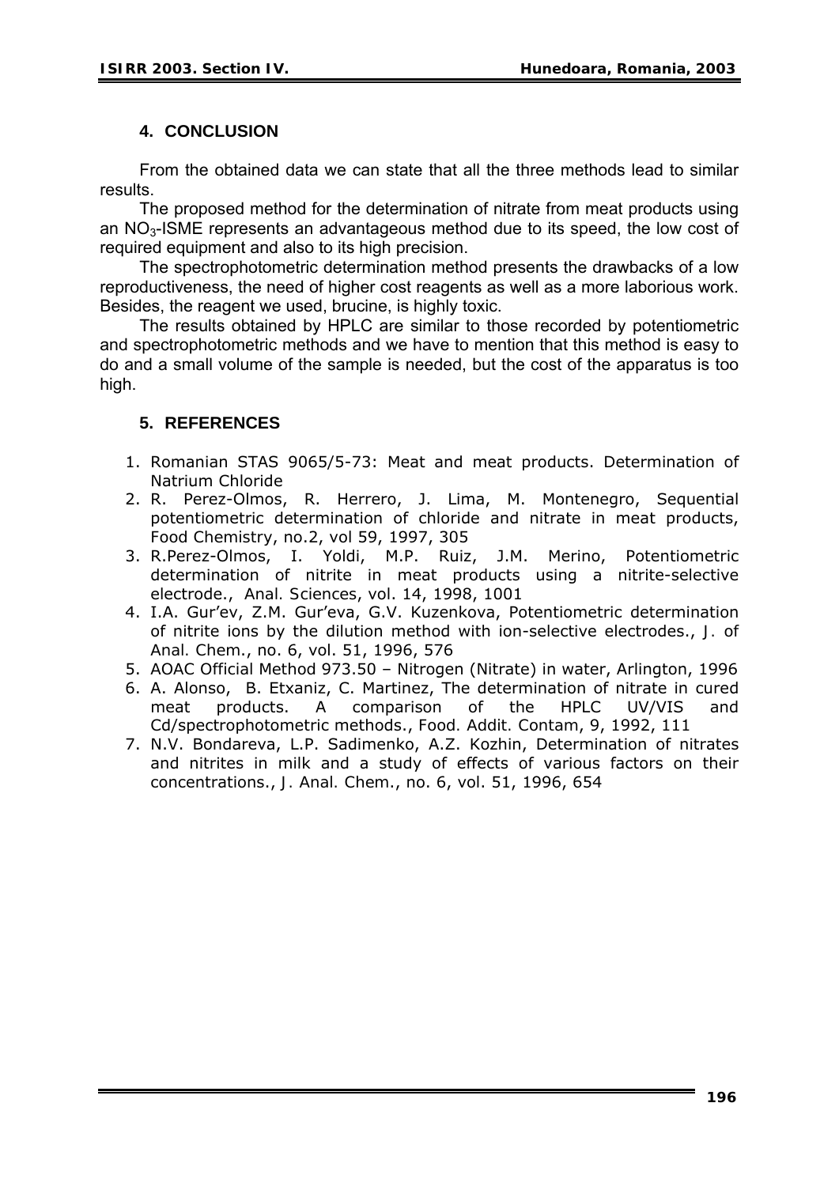## 4. CONCLUSION

From the obtained data we can state that all the three methods lead to similar results.

The proposed method for the determination of nitrate from meat products using an $NO_3$-ISME represents an advantageous method due to its speed, the low cost of required equipment and also to its high precision.

The spectrophotometric determination method presents the drawbacks of a low reproductiveness, the need of higher cost reagents as well as a more laborious work. Besides, the reagent we used, brucine, is highly toxic.

The results obtained by HPLC are similar to those recorded by potentiometric and spectrophotometric methods and we have to mention that this method is easy to do and a small volume of the sample is needed, but the cost of the apparatus is too high.

## 5. REFERENCES

1. Romanian STAS 9065/5-73: Meat and meat products. Determination of Natrium Chloride
2. R. Perez-Olmos, R. Herrero, J. Lima, M. Montenegro, Sequential potentiometric determination of chloride and nitrate in meat products, Food Chemistry, no.2, vol 59, 1997, 305
3. R.Perez-Olmos, I. Yoldi, M.P. Ruiz, J.M. Merino, Potentiometric determination of nitrite in meat products using a nitrite-selective electrode., Anal. Sciences, vol. 14, 1998, 1001
4. I.A. Gur'ev, Z.M. Gur'eva, G.V. Kuzenkova, Potentiometric determination of nitrite ions by the dilution method with ion-selective electrodes., J. of Anal. Chem., no. 6, vol. 51, 1996, 576
5. AOAC Official Method 973.50 – Nitrogen (Nitrate) in water, Arlington, 1996
6. A. Alonso, B. Etxaniz, C. Martinez, The determination of nitrate in cured meat products. A comparison of the HPLC UV/VIS and Cd/spectrophotometric methods., Food. Addit. Contam, 9, 1992, 111
7. N.V. Bondareva, L.P. Sadimenko, A.Z. Kozhin, Determination of nitrates and nitrites in milk and a study of effects of various factors on their concentrations., J. Anal. Chem., no. 6, vol. 51, 1996, 654